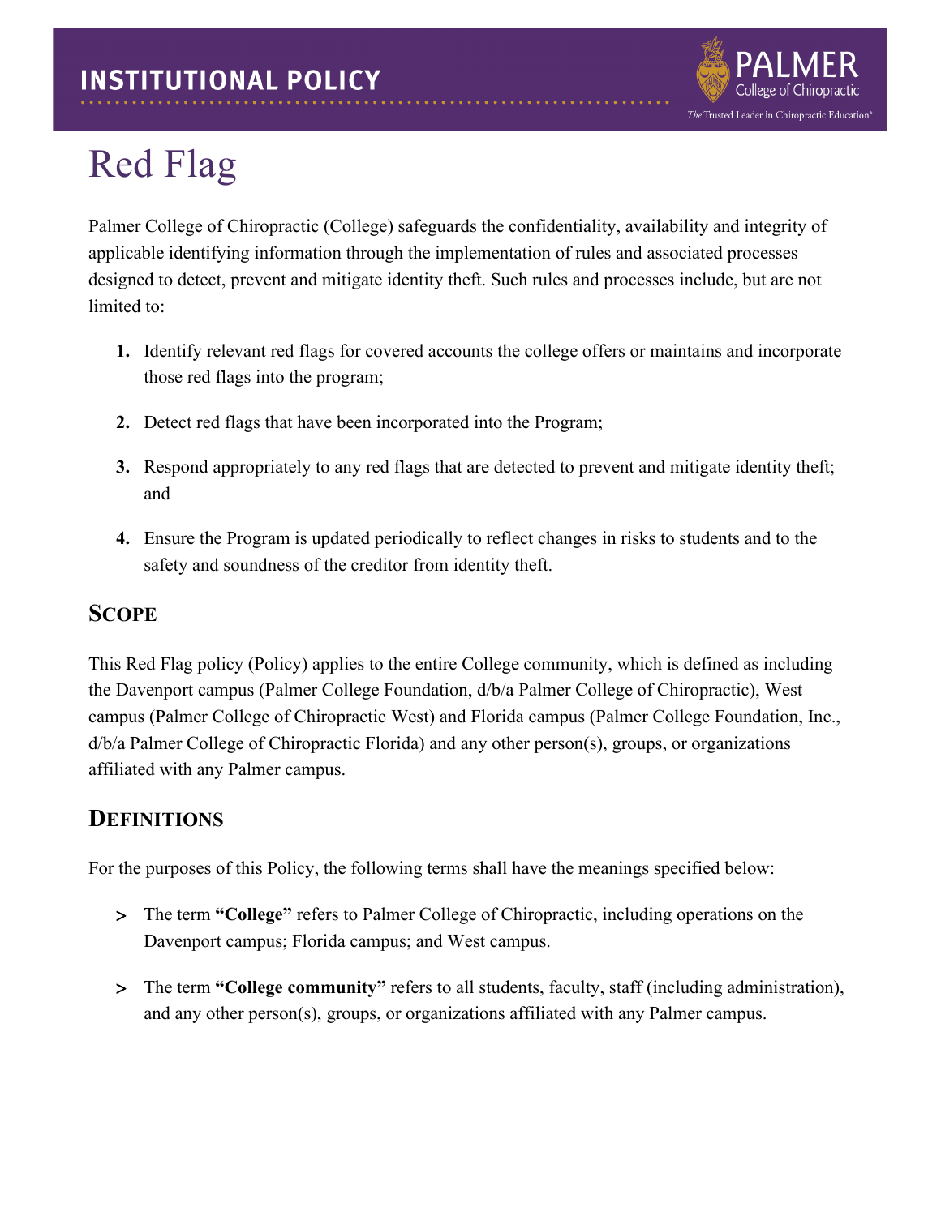INSTITUTIONAL POLICY

# Red Flag

Palmer College of Chiropractic (College) safeguards the confidentiality, availability and integrity of applicable identifying information through the implementation of rules and associated processes designed to detect, prevent and mitigate identity theft. Such rules and processes include, but are not limited to:

1. Identify relevant red flags for covered accounts the college offers or maintains and incorporate those red flags into the program;
2. Detect red flags that have been incorporated into the Program;
3. Respond appropriately to any red flags that are detected to prevent and mitigate identity theft; and
4. Ensure the Program is updated periodically to reflect changes in risks to students and to the safety and soundness of the creditor from identity theft.

## Scope

This Red Flag policy (Policy) applies to the entire College community, which is defined as including the Davenport campus (Palmer College Foundation, d/b/a Palmer College of Chiropractic), West campus (Palmer College of Chiropractic West) and Florida campus (Palmer College Foundation, Inc., d/b/a Palmer College of Chiropractic Florida) and any other person(s), groups, or organizations affiliated with any Palmer campus.

## Definitions

For the purposes of this Policy, the following terms shall have the meanings specified below:

- The term **"College"** refers to Palmer College of Chiropractic, including operations on the Davenport campus; Florida campus; and West campus.
- The term **"College community"** refers to all students, faculty, staff (including administration), and any other person(s), groups, or organizations affiliated with any Palmer campus.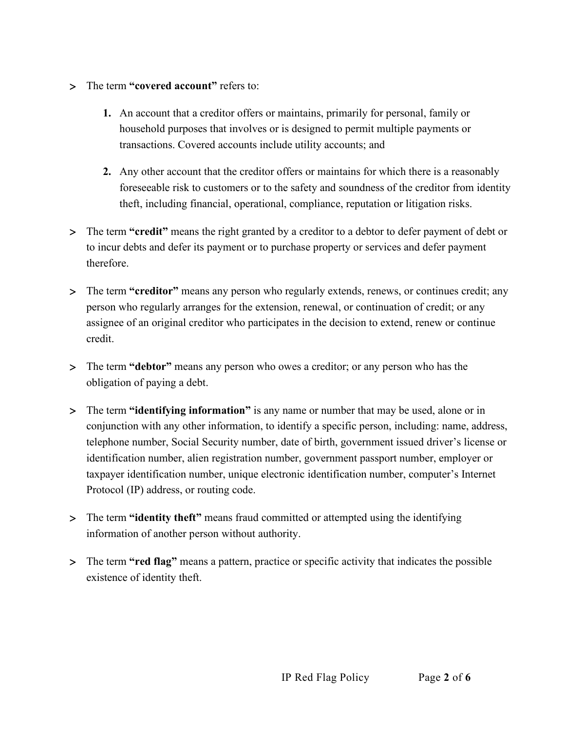- The term **"covered account"** refers to:

    1. An account that a creditor offers or maintains, primarily for personal, family or household purposes that involves or is designed to permit multiple payments or transactions. Covered accounts include utility accounts; and

    2. Any other account that the creditor offers or maintains for which there is a reasonably foreseeable risk to customers or to the safety and soundness of the creditor from identity theft, including financial, operational, compliance, reputation or litigation risks.

- The term **"credit"** means the right granted by a creditor to a debtor to defer payment of debt or to incur debts and defer its payment or to purchase property or services and defer payment therefore.

- The term **"creditor"** means any person who regularly extends, renews, or continues credit; any person who regularly arranges for the extension, renewal, or continuation of credit; or any assignee of an original creditor who participates in the decision to extend, renew or continue credit.

- The term **"debtor"** means any person who owes a creditor; or any person who has the obligation of paying a debt.

- The term **"identifying information"** is any name or number that may be used, alone or in conjunction with any other information, to identify a specific person, including: name, address, telephone number, Social Security number, date of birth, government issued driver's license or identification number, alien registration number, government passport number, employer or taxpayer identification number, unique electronic identification number, computer's Internet Protocol (IP) address, or routing code.

- The term **"identity theft"** means fraud committed or attempted using the identifying information of another person without authority.

- The term **"red flag"** means a pattern, practice or specific activity that indicates the possible existence of identity theft.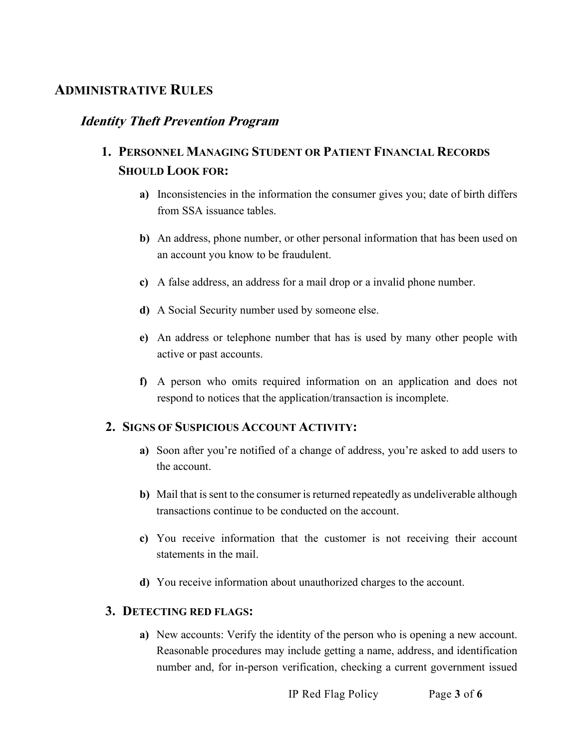## ADMINISTRATIVE RULES

### *Identity Theft Prevention Program*

1. **PERSONNEL MANAGING STUDENT OR PATIENT FINANCIAL RECORDS SHOULD LOOK FOR:**

   **a)** Inconsistencies in the information the consumer gives you; date of birth differs from SSA issuance tables.

   **b)** An address, phone number, or other personal information that has been used on an account you know to be fraudulent.

   **c)** A false address, an address for a mail drop or a invalid phone number.

   **d)** A Social Security number used by someone else.

   **e)** An address or telephone number that has is used by many other people with active or past accounts.

   **f)** A person who omits required information on an application and does not respond to notices that the application/transaction is incomplete.

2. **SIGNS OF SUSPICIOUS ACCOUNT ACTIVITY:**

   **a)** Soon after you're notified of a change of address, you're asked to add users to the account.

   **b)** Mail that is sent to the consumer is returned repeatedly as undeliverable although transactions continue to be conducted on the account.

   **c)** You receive information that the customer is not receiving their account statements in the mail.

   **d)** You receive information about unauthorized charges to the account.

3. **DETECTING RED FLAGS:**

   **a)** New accounts: Verify the identity of the person who is opening a new account. Reasonable procedures may include getting a name, address, and identification number and, for in-person verification, checking a current government issued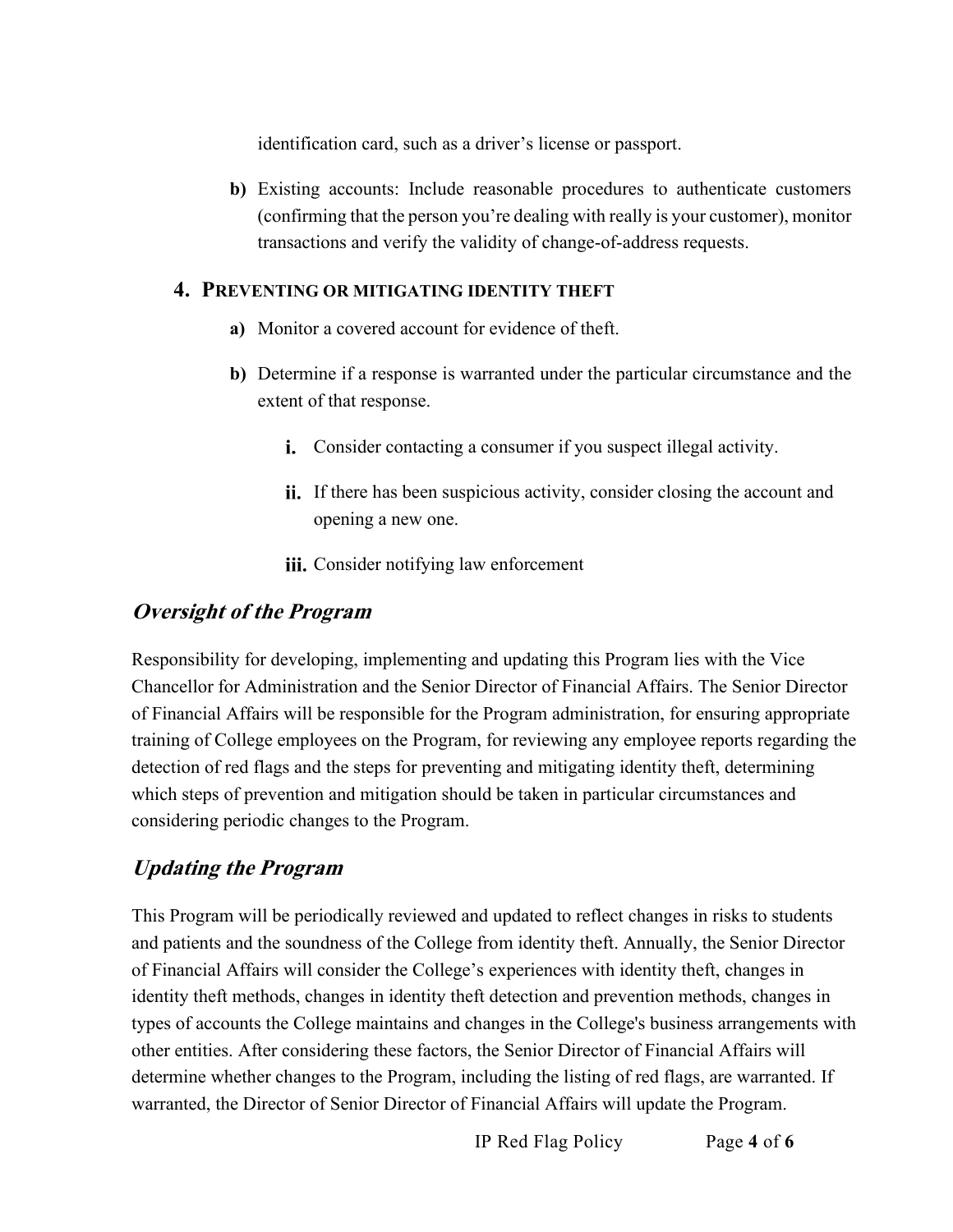identification card, such as a driver's license or passport.

**b)** Existing accounts: Include reasonable procedures to authenticate customers (confirming that the person you're dealing with really is your customer), monitor transactions and verify the validity of change-of-address requests.

### 4. PREVENTING OR MITIGATING IDENTITY THEFT

**a)** Monitor a covered account for evidence of theft.

**b)** Determine if a response is warranted under the particular circumstance and the extent of that response.

- **i.** Consider contacting a consumer if you suspect illegal activity.
- **ii.** If there has been suspicious activity, consider closing the account and opening a new one.
- **iii.** Consider notifying law enforcement

## *Oversight of the Program*

Responsibility for developing, implementing and updating this Program lies with the Vice Chancellor for Administration and the Senior Director of Financial Affairs. The Senior Director of Financial Affairs will be responsible for the Program administration, for ensuring appropriate training of College employees on the Program, for reviewing any employee reports regarding the detection of red flags and the steps for preventing and mitigating identity theft, determining which steps of prevention and mitigation should be taken in particular circumstances and considering periodic changes to the Program.

## *Updating the Program*

This Program will be periodically reviewed and updated to reflect changes in risks to students and patients and the soundness of the College from identity theft. Annually, the Senior Director of Financial Affairs will consider the College's experiences with identity theft, changes in identity theft methods, changes in identity theft detection and prevention methods, changes in types of accounts the College maintains and changes in the College's business arrangements with other entities. After considering these factors, the Senior Director of Financial Affairs will determine whether changes to the Program, including the listing of red flags, are warranted. If warranted, the Director of Senior Director of Financial Affairs will update the Program.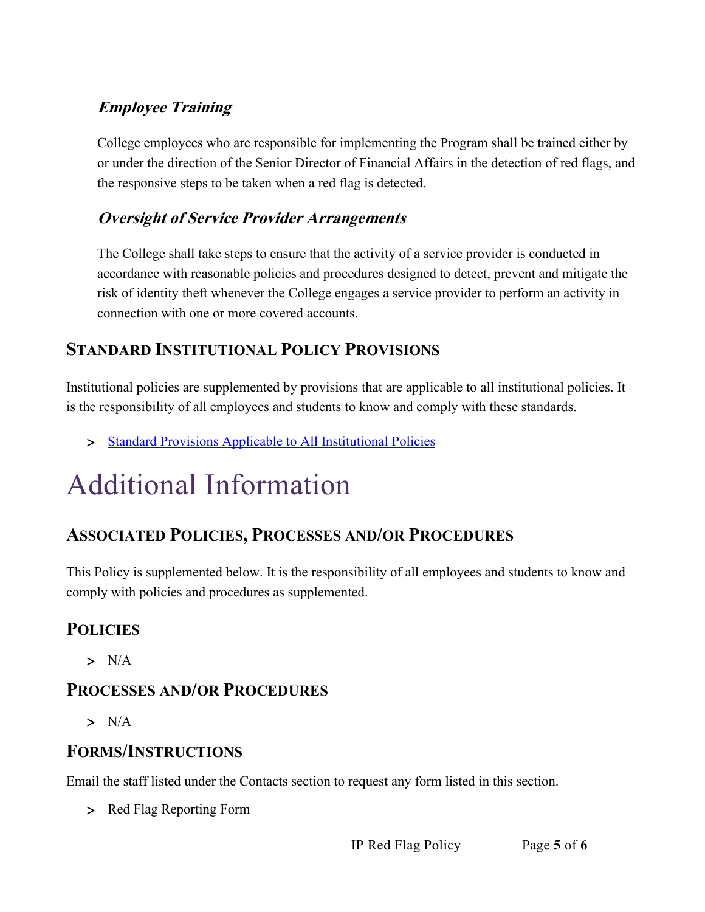### *Employee Training*

College employees who are responsible for implementing the Program shall be trained either by or under the direction of the Senior Director of Financial Affairs in the detection of red flags, and the responsive steps to be taken when a red flag is detected.

### *Oversight of Service Provider Arrangements*

The College shall take steps to ensure that the activity of a service provider is conducted in accordance with reasonable policies and procedures designed to detect, prevent and mitigate the risk of identity theft whenever the College engages a service provider to perform an activity in connection with one or more covered accounts.

## Standard Institutional Policy Provisions

Institutional policies are supplemented by provisions that are applicable to all institutional policies. It is the responsibility of all employees and students to know and comply with these standards.

- Standard Provisions Applicable to All Institutional Policies

# Additional Information

## Associated Policies, Processes and/or Procedures

This Policy is supplemented below. It is the responsibility of all employees and students to know and comply with policies and procedures as supplemented.

## Policies

- N/A

## Processes and/or Procedures

- N/A

## Forms/Instructions

Email the staff listed under the Contacts section to request any form listed in this section.

- Red Flag Reporting Form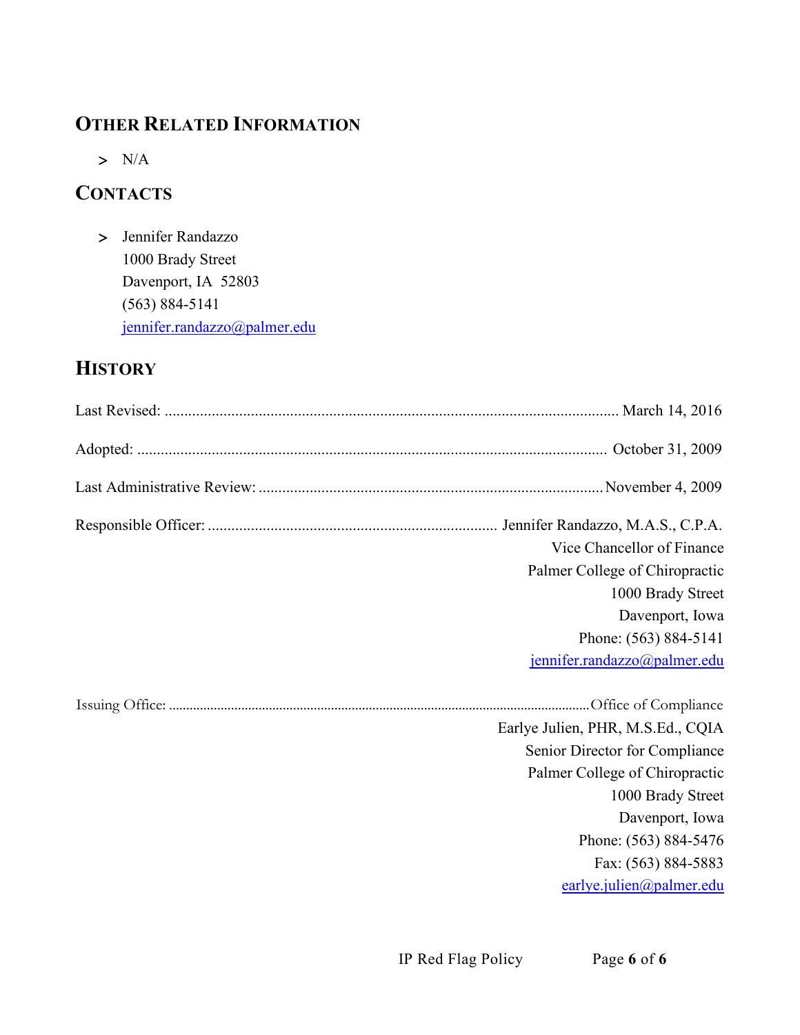## OTHER RELATED INFORMATION

- N/A

## CONTACTS

- Jennifer Randazzo
  1000 Brady Street
  Davenport, IA 52803
  (563) 884-5141
  jennifer.randazzo@palmer.edu

## HISTORY

Last Revised: March 14, 2016

Adopted: October 31, 2009

Last Administrative Review: November 4, 2009

Responsible Officer: Jennifer Randazzo, M.A.S., C.P.A.
Vice Chancellor of Finance
Palmer College of Chiropractic
1000 Brady Street
Davenport, Iowa
Phone: (563) 884-5141
jennifer.randazzo@palmer.edu

Issuing Office: Office of Compliance
Earlye Julien, PHR, M.S.Ed., CQIA
Senior Director for Compliance
Palmer College of Chiropractic
1000 Brady Street
Davenport, Iowa
Phone: (563) 884-5476
Fax: (563) 884-5883
earlye.julien@palmer.edu